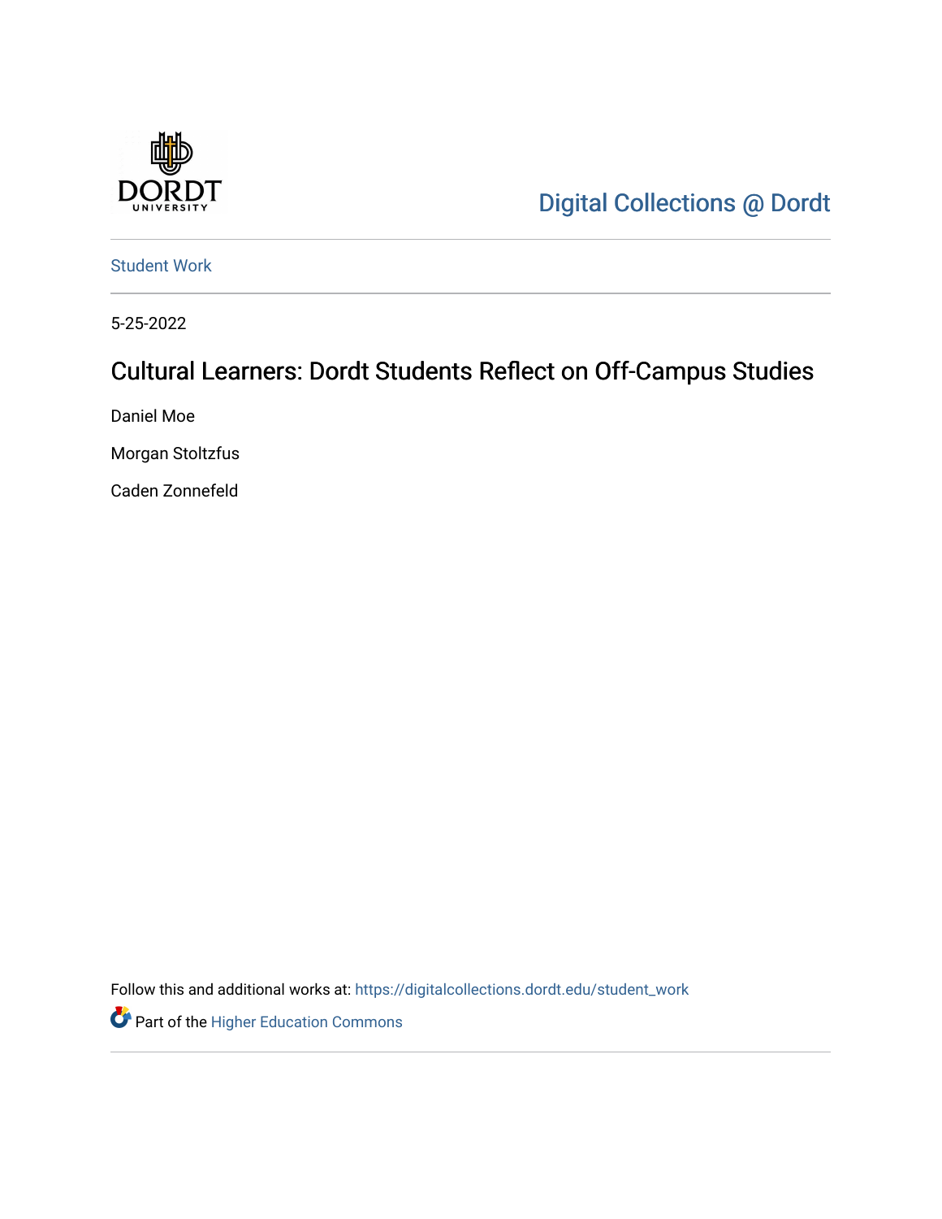Digital Collections @ Dordt

Student Work

5-25-2022

# Cultural Learners: Dordt Students Reflect on Off-Campus Studies

Daniel Moe

Morgan Stoltzfus

Caden Zonnefeld

Follow this and additional works at: https://digitalcollections.dordt.edu/student_work

Part of the Higher Education Commons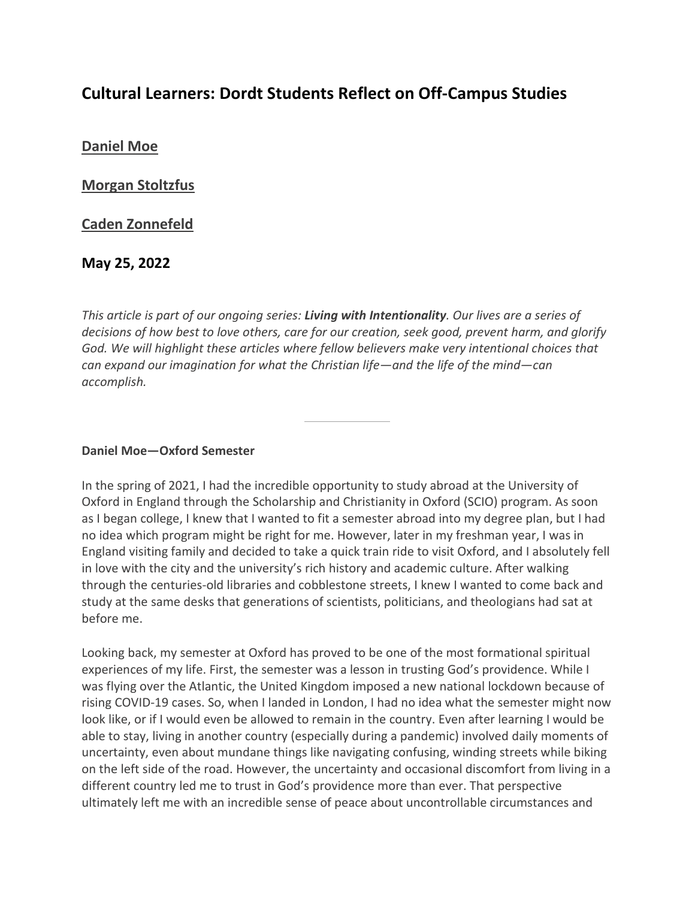# Cultural Learners: Dordt Students Reflect on Off-Campus Studies

## [Daniel Moe]

## [Morgan Stoltzfus]

## [Caden Zonnefeld]

**May 25, 2022**

*This article is part of our ongoing series: **Living with Intentionality**. Our lives are a series of decisions of how best to love others, care for our creation, seek good, prevent harm, and glorify God. We will highlight these articles where fellow believers make very intentional choices that can expand our imagination for what the Christian life—and the life of the mind—can accomplish.*

---

**Daniel Moe—Oxford Semester**

In the spring of 2021, I had the incredible opportunity to study abroad at the University of Oxford in England through the Scholarship and Christianity in Oxford (SCIO) program. As soon as I began college, I knew that I wanted to fit a semester abroad into my degree plan, but I had no idea which program might be right for me. However, later in my freshman year, I was in England visiting family and decided to take a quick train ride to visit Oxford, and I absolutely fell in love with the city and the university's rich history and academic culture. After walking through the centuries-old libraries and cobblestone streets, I knew I wanted to come back and study at the same desks that generations of scientists, politicians, and theologians had sat at before me.

Looking back, my semester at Oxford has proved to be one of the most formational spiritual experiences of my life. First, the semester was a lesson in trusting God's providence. While I was flying over the Atlantic, the United Kingdom imposed a new national lockdown because of rising COVID-19 cases. So, when I landed in London, I had no idea what the semester might now look like, or if I would even be allowed to remain in the country. Even after learning I would be able to stay, living in another country (especially during a pandemic) involved daily moments of uncertainty, even about mundane things like navigating confusing, winding streets while biking on the left side of the road. However, the uncertainty and occasional discomfort from living in a different country led me to trust in God's providence more than ever. That perspective ultimately left me with an incredible sense of peace about uncontrollable circumstances and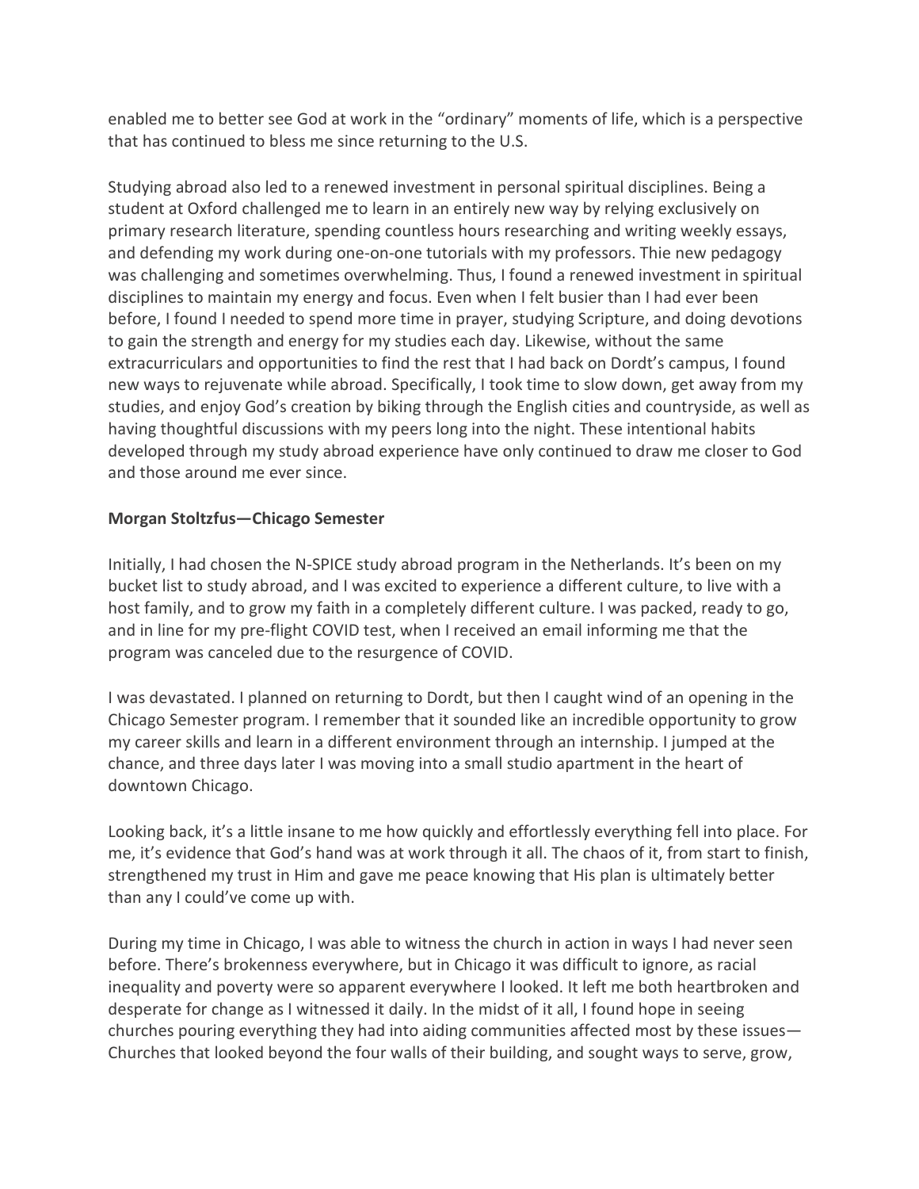enabled me to better see God at work in the "ordinary" moments of life, which is a perspective that has continued to bless me since returning to the U.S.

Studying abroad also led to a renewed investment in personal spiritual disciplines. Being a student at Oxford challenged me to learn in an entirely new way by relying exclusively on primary research literature, spending countless hours researching and writing weekly essays, and defending my work during one-on-one tutorials with my professors. Thie new pedagogy was challenging and sometimes overwhelming. Thus, I found a renewed investment in spiritual disciplines to maintain my energy and focus. Even when I felt busier than I had ever been before, I found I needed to spend more time in prayer, studying Scripture, and doing devotions to gain the strength and energy for my studies each day. Likewise, without the same extracurriculars and opportunities to find the rest that I had back on Dordt's campus, I found new ways to rejuvenate while abroad. Specifically, I took time to slow down, get away from my studies, and enjoy God's creation by biking through the English cities and countryside, as well as having thoughtful discussions with my peers long into the night. These intentional habits developed through my study abroad experience have only continued to draw me closer to God and those around me ever since.

**Morgan Stoltzfus—Chicago Semester**

Initially, I had chosen the N-SPICE study abroad program in the Netherlands. It's been on my bucket list to study abroad, and I was excited to experience a different culture, to live with a host family, and to grow my faith in a completely different culture. I was packed, ready to go, and in line for my pre-flight COVID test, when I received an email informing me that the program was canceled due to the resurgence of COVID.

I was devastated. I planned on returning to Dordt, but then I caught wind of an opening in the Chicago Semester program. I remember that it sounded like an incredible opportunity to grow my career skills and learn in a different environment through an internship. I jumped at the chance, and three days later I was moving into a small studio apartment in the heart of downtown Chicago.

Looking back, it's a little insane to me how quickly and effortlessly everything fell into place. For me, it's evidence that God's hand was at work through it all. The chaos of it, from start to finish, strengthened my trust in Him and gave me peace knowing that His plan is ultimately better than any I could've come up with.

During my time in Chicago, I was able to witness the church in action in ways I had never seen before. There's brokenness everywhere, but in Chicago it was difficult to ignore, as racial inequality and poverty were so apparent everywhere I looked. It left me both heartbroken and desperate for change as I witnessed it daily. In the midst of it all, I found hope in seeing churches pouring everything they had into aiding communities affected most by these issues—Churches that looked beyond the four walls of their building, and sought ways to serve, grow,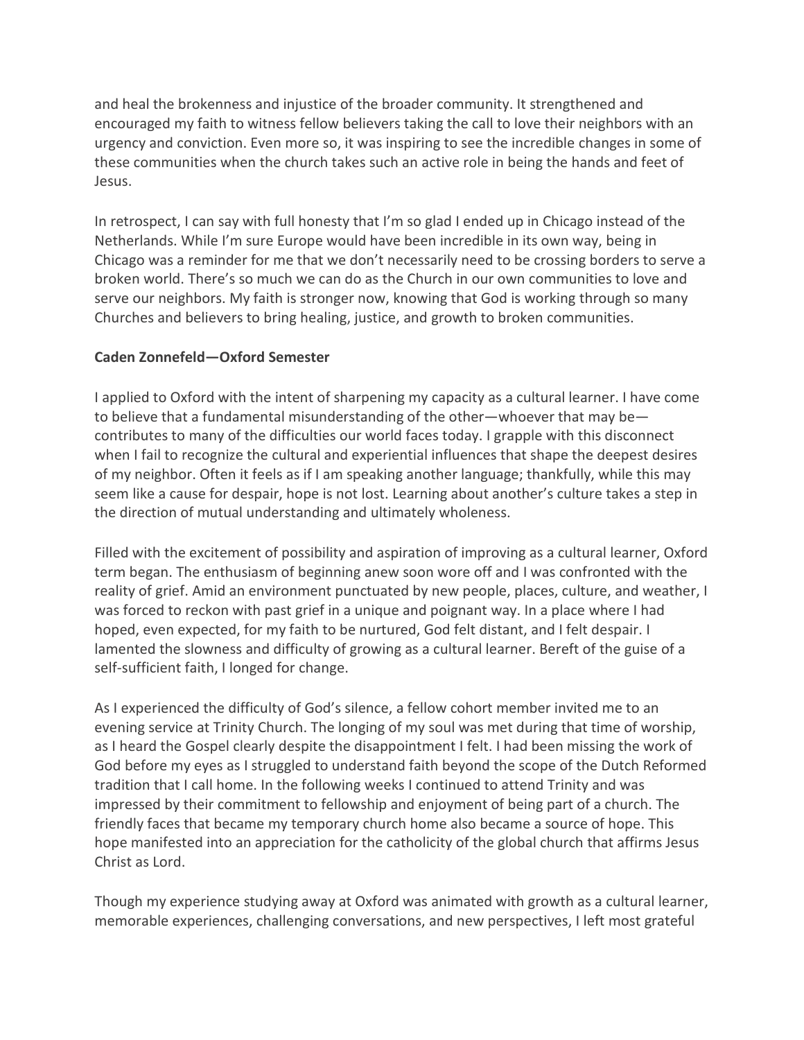and heal the brokenness and injustice of the broader community. It strengthened and encouraged my faith to witness fellow believers taking the call to love their neighbors with an urgency and conviction. Even more so, it was inspiring to see the incredible changes in some of these communities when the church takes such an active role in being the hands and feet of Jesus.

In retrospect, I can say with full honesty that I'm so glad I ended up in Chicago instead of the Netherlands. While I'm sure Europe would have been incredible in its own way, being in Chicago was a reminder for me that we don't necessarily need to be crossing borders to serve a broken world. There's so much we can do as the Church in our own communities to love and serve our neighbors. My faith is stronger now, knowing that God is working through so many Churches and believers to bring healing, justice, and growth to broken communities.

**Caden Zonnefeld—Oxford Semester**

I applied to Oxford with the intent of sharpening my capacity as a cultural learner. I have come to believe that a fundamental misunderstanding of the other—whoever that may be—contributes to many of the difficulties our world faces today. I grapple with this disconnect when I fail to recognize the cultural and experiential influences that shape the deepest desires of my neighbor. Often it feels as if I am speaking another language; thankfully, while this may seem like a cause for despair, hope is not lost. Learning about another's culture takes a step in the direction of mutual understanding and ultimately wholeness.

Filled with the excitement of possibility and aspiration of improving as a cultural learner, Oxford term began. The enthusiasm of beginning anew soon wore off and I was confronted with the reality of grief. Amid an environment punctuated by new people, places, culture, and weather, I was forced to reckon with past grief in a unique and poignant way. In a place where I had hoped, even expected, for my faith to be nurtured, God felt distant, and I felt despair. I lamented the slowness and difficulty of growing as a cultural learner. Bereft of the guise of a self-sufficient faith, I longed for change.

As I experienced the difficulty of God's silence, a fellow cohort member invited me to an evening service at Trinity Church. The longing of my soul was met during that time of worship, as I heard the Gospel clearly despite the disappointment I felt. I had been missing the work of God before my eyes as I struggled to understand faith beyond the scope of the Dutch Reformed tradition that I call home. In the following weeks I continued to attend Trinity and was impressed by their commitment to fellowship and enjoyment of being part of a church. The friendly faces that became my temporary church home also became a source of hope. This hope manifested into an appreciation for the catholicity of the global church that affirms Jesus Christ as Lord.

Though my experience studying away at Oxford was animated with growth as a cultural learner, memorable experiences, challenging conversations, and new perspectives, I left most grateful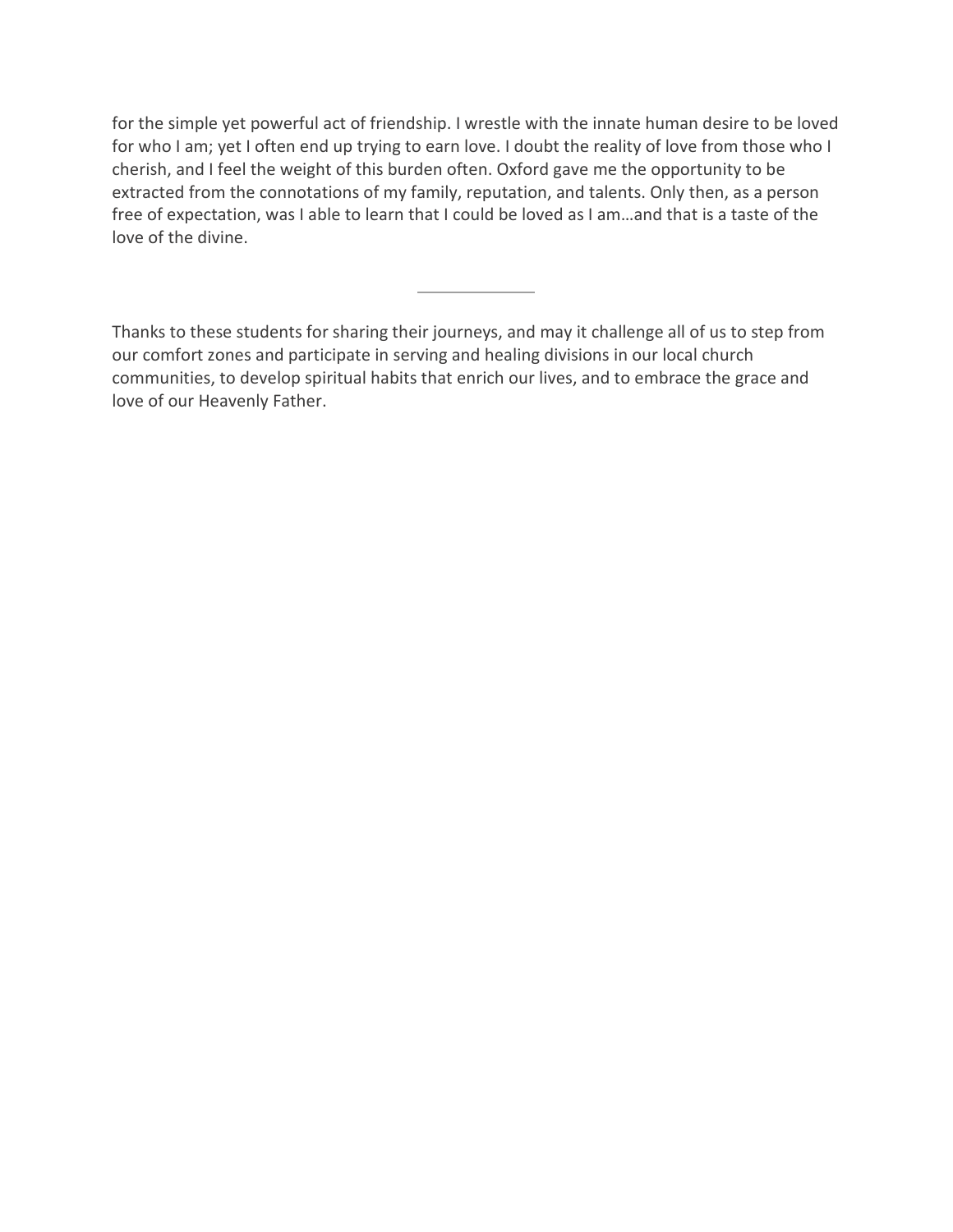for the simple yet powerful act of friendship. I wrestle with the innate human desire to be loved for who I am; yet I often end up trying to earn love. I doubt the reality of love from those who I cherish, and I feel the weight of this burden often. Oxford gave me the opportunity to be extracted from the connotations of my family, reputation, and talents. Only then, as a person free of expectation, was I able to learn that I could be loved as I am…and that is a taste of the love of the divine.

---

Thanks to these students for sharing their journeys, and may it challenge all of us to step from our comfort zones and participate in serving and healing divisions in our local church communities, to develop spiritual habits that enrich our lives, and to embrace the grace and love of our Heavenly Father.